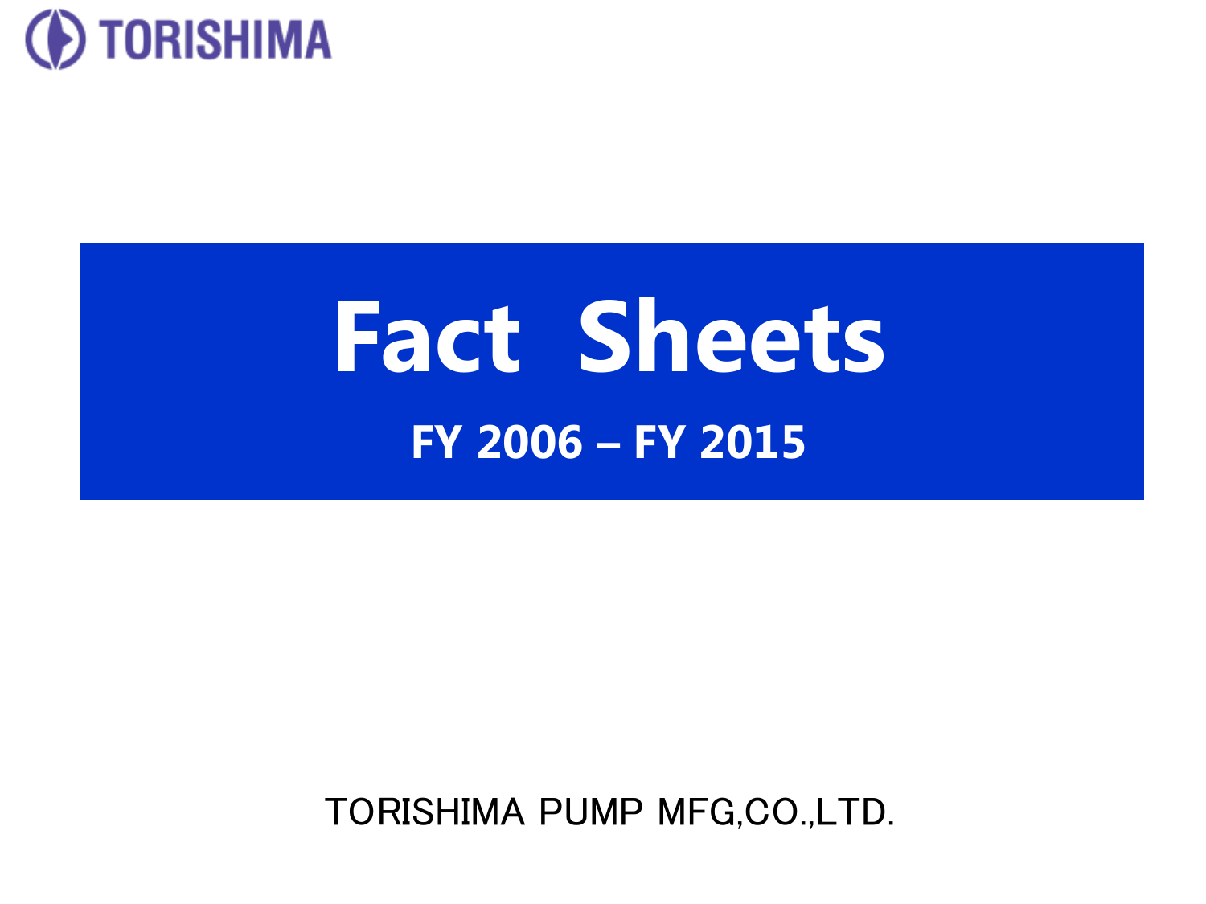TORISHIMA

# Fact Sheets

## FY 2006 – FY 2015

TORISHIMA PUMP MFG,CO.,LTD.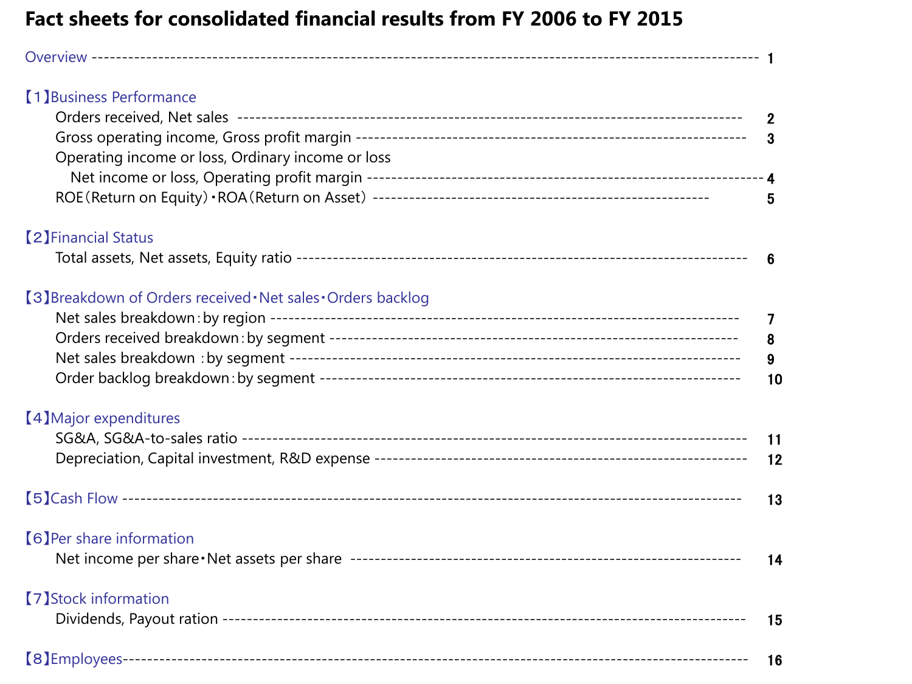# Fact sheets for consolidated financial results from FY 2006 to FY 2015

| | |
|---|---|
| Overview | 1 |
| **【1】Business Performance** | |
| Orders received, Net sales | 2 |
| Gross operating income, Gross profit margin | 3 |
| Operating income or loss, Ordinary income or loss Net income or loss, Operating profit margin | 4 |
| ROE（Return on Equity）・ROA（Return on Asset） | 5 |
| **【2】Financial Status** | |
| Total assets, Net assets, Equity ratio | 6 |
| **【3】Breakdown of Orders received・Net sales・Orders backlog** | |
| Net sales breakdown：by region | 7 |
| Orders received breakdown：by segment | 8 |
| Net sales breakdown ：by segment | 9 |
| Order backlog breakdown：by segment | 10 |
| **【4】Major expenditures** | |
| SG&A, SG&A-to-sales ratio | 11 |
| Depreciation, Capital investment, R&D expense | 12 |
| **【5】Cash Flow** | 13 |
| **【6】Per share information** | |
| Net income per share・Net assets per share | 14 |
| **【7】Stock information** | |
| Dividends, Payout ration | 15 |
| **【8】Employees** | 16 |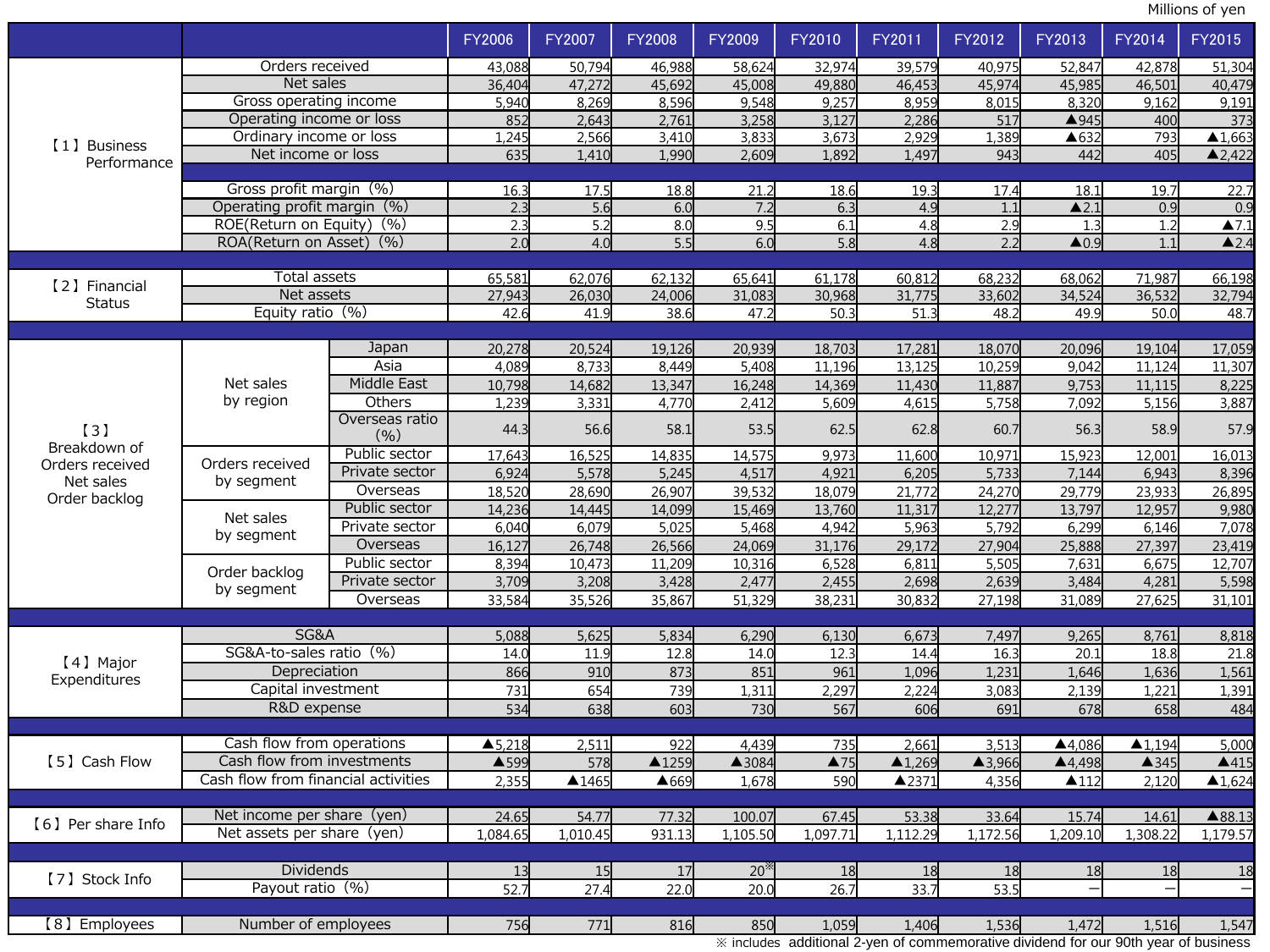Millions of yen

| | | | FY2006 | FY2007 | FY2008 | FY2009 | FY2010 | FY2011 | FY2012 | FY2013 | FY2014 | FY2015 |
|---|---|---|---|---|---|---|---|---|---|---|---|---|
| 【1】Business Performance | Orders received | | 43,088 | 50,794 | 46,988 | 58,624 | 32,974 | 39,579 | 40,975 | 52,847 | 42,878 | 51,304 |
| | Net sales | | 36,404 | 47,272 | 45,692 | 45,008 | 49,880 | 46,453 | 45,974 | 45,985 | 46,501 | 40,479 |
| | Gross operating income | | 5,940 | 8,269 | 8,596 | 9,548 | 9,257 | 8,959 | 8,015 | 8,320 | 9,162 | 9,191 |
| | Operating income or loss | | 852 | 2,643 | 2,761 | 3,258 | 3,127 | 2,286 | 517 | ▲945 | 400 | 373 |
| | Ordinary income or loss | | 1,245 | 2,566 | 3,410 | 3,833 | 3,673 | 2,929 | 1,389 | ▲632 | 793 | ▲1,663 |
| | Net income or loss | | 635 | 1,410 | 1,990 | 2,609 | 1,892 | 1,497 | 943 | 442 | 405 | ▲2,422 |
| | Gross profit margin (%) | | 16.3 | 17.5 | 18.8 | 21.2 | 18.6 | 19.3 | 17.4 | 18.1 | 19.7 | 22.7 |
| | Operating profit margin (%) | | 2.3 | 5.6 | 6.0 | 7.2 | 6.3 | 4.9 | 1.1 | ▲2.1 | 0.9 | 0.9 |
| | ROE(Return on Equity) (%) | | 2.3 | 5.2 | 8.0 | 9.5 | 6.1 | 4.8 | 2.9 | 1.3 | 1.2 | ▲7.1 |
| | ROA(Return on Asset) (%) | | 2.0 | 4.0 | 5.5 | 6.0 | 5.8 | 4.8 | 2.2 | ▲0.9 | 1.1 | ▲2.4 |
| 【2】Financial Status | Total assets | | 65,581 | 62,076 | 62,132 | 65,641 | 61,178 | 60,812 | 68,232 | 68,062 | 71,987 | 66,198 |
| | Net assets | | 27,943 | 26,030 | 24,006 | 31,083 | 30,968 | 31,775 | 33,602 | 34,524 | 36,532 | 32,794 |
| | Equity ratio (%) | | 42.6 | 41.9 | 38.6 | 47.2 | 50.3 | 51.3 | 48.2 | 49.9 | 50.0 | 48.7 |
| 【3】Breakdown of Orders received Net sales Order backlog | Net sales by region | Japan | 20,278 | 20,524 | 19,126 | 20,939 | 18,703 | 17,281 | 18,070 | 20,096 | 19,104 | 17,059 |
| | | Asia | 4,089 | 8,733 | 8,449 | 5,408 | 11,196 | 13,125 | 10,259 | 9,042 | 11,124 | 11,307 |
| | | Middle East | 10,798 | 14,682 | 13,347 | 16,248 | 14,369 | 11,430 | 11,887 | 9,753 | 11,115 | 8,225 |
| | | Others | 1,239 | 3,331 | 4,770 | 2,412 | 5,609 | 4,615 | 5,758 | 7,092 | 5,156 | 3,887 |
| | | Overseas ratio (%) | 44.3 | 56.6 | 58.1 | 53.5 | 62.5 | 62.8 | 60.7 | 56.3 | 58.9 | 57.9 |
| | Orders received by segment | Public sector | 17,643 | 16,525 | 14,835 | 14,575 | 9,973 | 11,600 | 10,971 | 15,923 | 12,001 | 16,013 |
| | | Private sector | 6,924 | 5,578 | 5,245 | 4,517 | 4,921 | 6,205 | 5,733 | 7,144 | 6,943 | 8,396 |
| | | Overseas | 18,520 | 28,690 | 26,907 | 39,532 | 18,079 | 21,772 | 24,270 | 29,779 | 23,933 | 26,895 |
| | Net sales by segment | Public sector | 14,236 | 14,445 | 14,099 | 15,469 | 13,760 | 11,317 | 12,277 | 13,797 | 12,957 | 9,980 |
| | | Private sector | 6,040 | 6,079 | 5,025 | 5,468 | 4,942 | 5,963 | 5,792 | 6,299 | 6,146 | 7,078 |
| | | Overseas | 16,127 | 26,748 | 26,566 | 24,069 | 31,176 | 29,172 | 27,904 | 25,888 | 27,397 | 23,419 |
| | Order backlog by segment | Public sector | 8,394 | 10,473 | 11,209 | 10,316 | 6,528 | 6,811 | 5,505 | 7,631 | 6,675 | 12,707 |
| | | Private sector | 3,709 | 3,208 | 3,428 | 2,477 | 2,455 | 2,698 | 2,639 | 3,484 | 4,281 | 5,598 |
| | | Overseas | 33,584 | 35,526 | 35,867 | 51,329 | 38,231 | 30,832 | 27,198 | 31,089 | 27,625 | 31,101 |
| 【4】Major Expenditures | SG&A | | 5,088 | 5,625 | 5,834 | 6,290 | 6,130 | 6,673 | 7,497 | 9,265 | 8,761 | 8,818 |
| | SG&A-to-sales ratio (%) | | 14.0 | 11.9 | 12.8 | 14.0 | 12.3 | 14.4 | 16.3 | 20.1 | 18.8 | 21.8 |
| | Depreciation | | 866 | 910 | 873 | 851 | 961 | 1,096 | 1,231 | 1,646 | 1,636 | 1,561 |
| | Capital investment | | 731 | 654 | 739 | 1,311 | 2,297 | 2,224 | 3,083 | 2,139 | 1,221 | 1,391 |
| | R&D expense | | 534 | 638 | 603 | 730 | 567 | 606 | 691 | 678 | 658 | 484 |
| 【5】Cash Flow | Cash flow from operations | | ▲5,218 | 2,511 | 922 | 4,439 | 735 | 2,661 | 3,513 | ▲4,086 | ▲1,194 | 5,000 |
| | Cash flow from investments | | ▲599 | 578 | ▲1259 | ▲3084 | ▲75 | ▲1,269 | ▲3,966 | ▲4,498 | ▲345 | ▲415 |
| | Cash flow from financial activities | | 2,355 | ▲1465 | ▲669 | 1,678 | 590 | ▲2371 | 4,356 | ▲112 | 2,120 | ▲1,624 |
| 【6】Per share Info | Net income per share (yen) | | 24.65 | 54.77 | 77.32 | 100.07 | 67.45 | 53.38 | 33.64 | 15.74 | 14.61 | ▲88.13 |
| | Net assets per share (yen) | | 1,084.65 | 1,010.45 | 931.13 | 1,105.50 | 1,097.71 | 1,112.29 | 1,172.56 | 1,209.10 | 1,308.22 | 1,179.57 |
| 【7】Stock Info | Dividends | | 13 | 15 | 17 | 20※ | 18 | 18 | 18 | 18 | 18 | 18 |
| | Payout ratio (%) | | 52.7 | 27.4 | 22.0 | 20.0 | 26.7 | 33.7 | 53.5 | － | － | － |
| 【8】Employees | Number of employees | | 756 | 771 | 816 | 850 | 1,059 | 1,406 | 1,536 | 1,472 | 1,516 | 1,547 |

※ includes additional 2-yen of commemorative dividend for our 90th year of business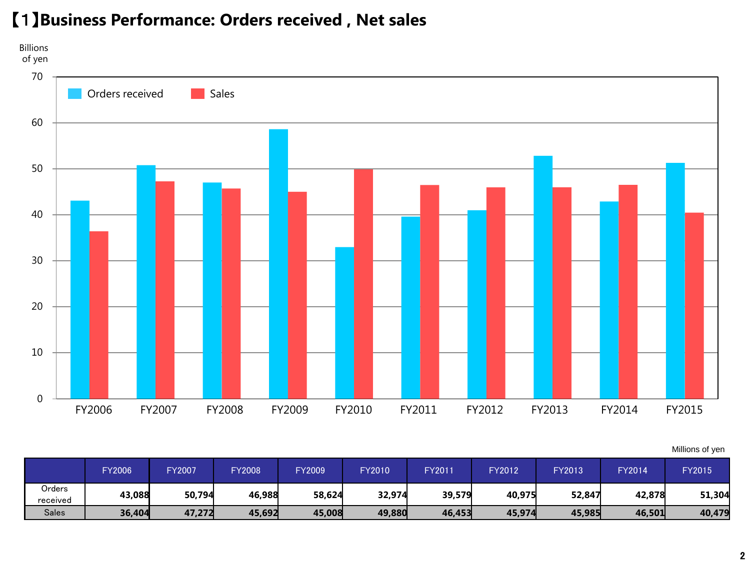# 【1】Business Performance: Orders received , Net sales

Millions of yen

| | FY2006 | FY2007 | FY2008 | FY2009 | FY2010 | FY2011 | FY2012 | FY2013 | FY2014 | FY2015 |
|---|---|---|---|---|---|---|---|---|---|---|
| Orders received | 43,088 | 50,794 | 46,988 | 58,624 | 32,974 | 39,579 | 40,975 | 52,847 | 42,878 | 51,304 |
| Sales | 36,404 | 47,272 | 45,692 | 45,008 | 49,880 | 46,453 | 45,974 | 45,985 | 46,501 | 40,479 |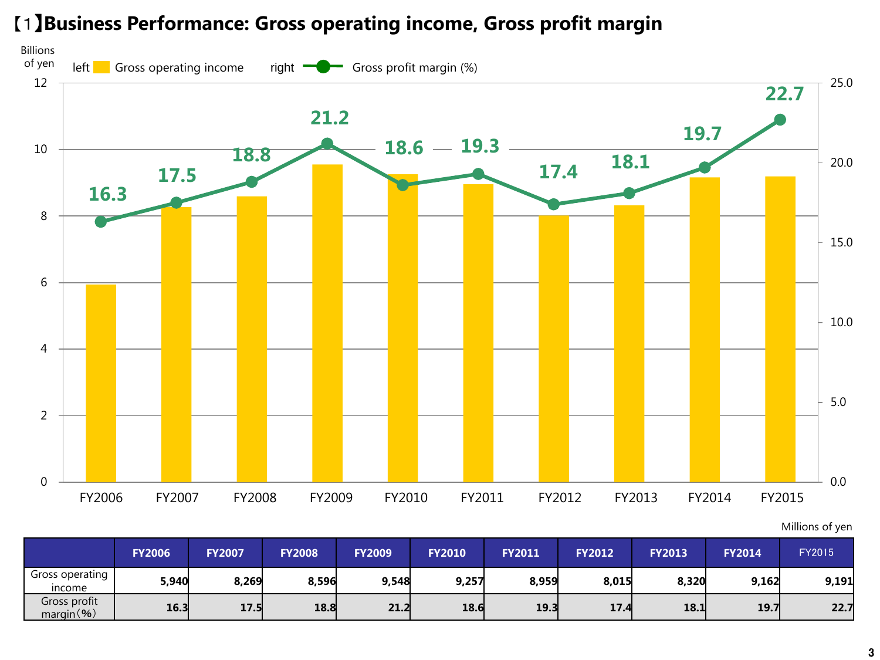# 【1】Business Performance: Gross operating income, Gross profit margin

Billions of yen

left Gross operating income right Gross profit margin (%)

Millions of yen

| | FY2006 | FY2007 | FY2008 | FY2009 | FY2010 | FY2011 | FY2012 | FY2013 | FY2014 | FY2015 |
|---|---|---|---|---|---|---|---|---|---|---|
| Gross operating income | 5,940 | 8,269 | 8,596 | 9,548 | 9,257 | 8,959 | 8,015 | 8,320 | 9,162 | 9,191 |
| Gross profit margin（%） | 16.3 | 17.5 | 18.8 | 21.2 | 18.6 | 19.3 | 17.4 | 18.1 | 19.7 | 22.7 |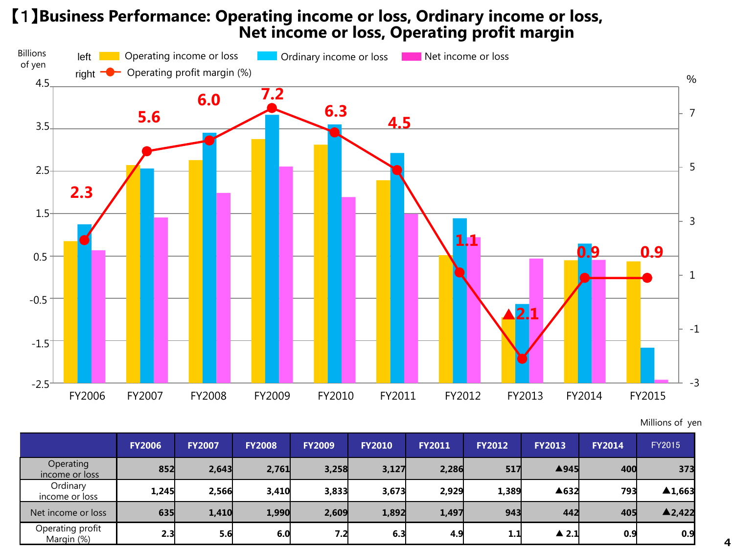# 【1】Business Performance: Operating income or loss, Ordinary income or loss, Net income or loss, Operating profit margin

Billions of yen

left: Operating income or loss, Ordinary income or loss, Net income or loss

right: Operating profit margin (%)

Millions of yen

| | FY2006 | FY2007 | FY2008 | FY2009 | FY2010 | FY2011 | FY2012 | FY2013 | FY2014 | FY2015 |
|---|---|---|---|---|---|---|---|---|---|---|
| Operating income or loss | 852 | 2,643 | 2,761 | 3,258 | 3,127 | 2,286 | 517 | ▲945 | 400 | 373 |
| Ordinary income or loss | 1,245 | 2,566 | 3,410 | 3,833 | 3,673 | 2,929 | 1,389 | ▲632 | 793 | ▲1,663 |
| Net income or loss | 635 | 1,410 | 1,990 | 2,609 | 1,892 | 1,497 | 943 | 442 | 405 | ▲2,422 |
| Operating profit Margin (%) | 2.3 | 5.6 | 6.0 | 7.2 | 6.3 | 4.9 | 1.1 | ▲ 2.1 | 0.9 | 0.9 |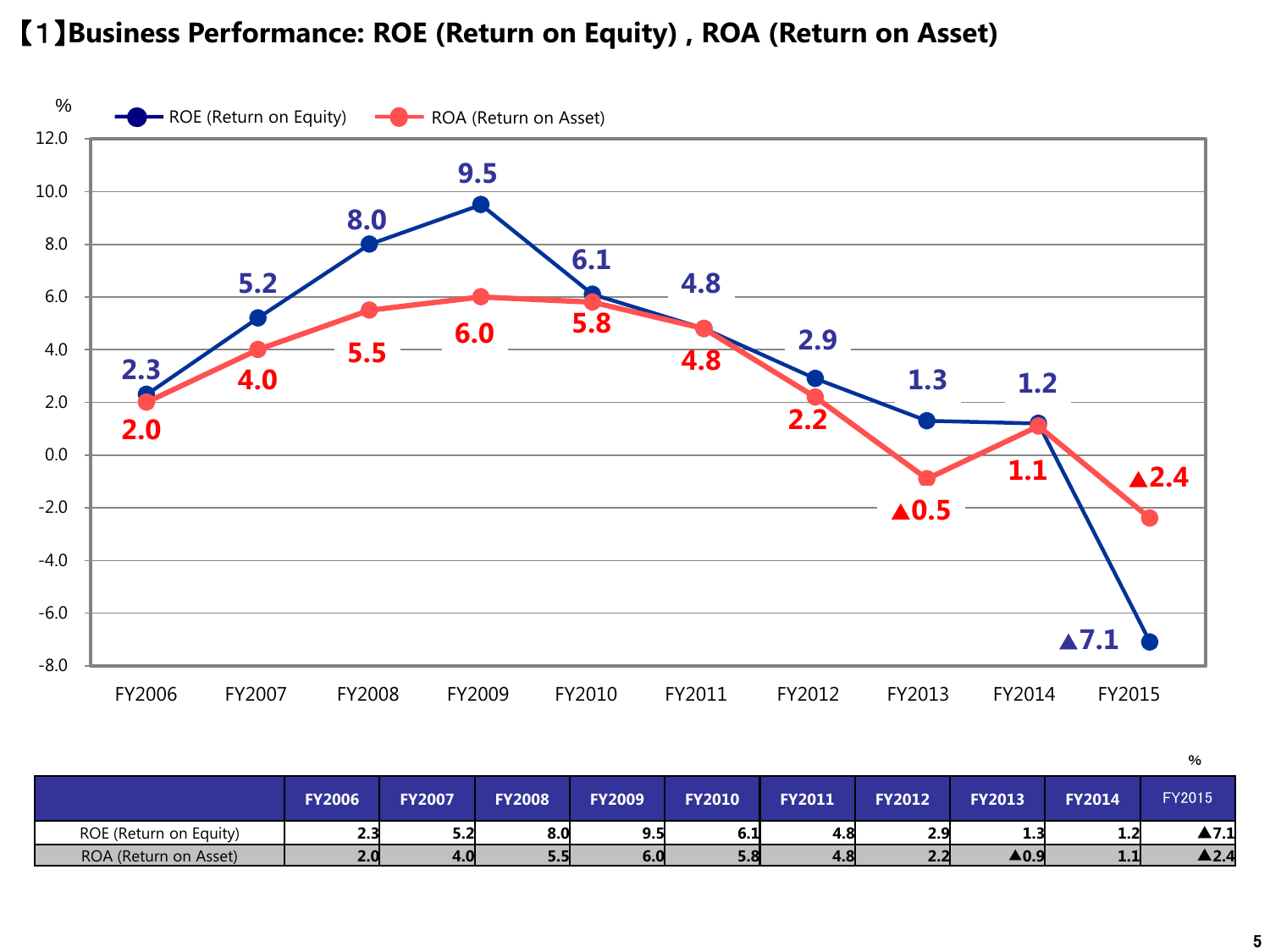# 【1】Business Performance: ROE (Return on Equity) , ROA (Return on Asset)

%

| | FY2006 | FY2007 | FY2008 | FY2009 | FY2010 | FY2011 | FY2012 | FY2013 | FY2014 | FY2015 |
|---|---|---|---|---|---|---|---|---|---|---|
| ROE (Return on Equity) | 2.3 | 5.2 | 8.0 | 9.5 | 6.1 | 4.8 | 2.9 | 1.3 | 1.2 | ▲7.1 |
| ROA (Return on Asset) | 2.0 | 4.0 | 5.5 | 6.0 | 5.8 | 4.8 | 2.2 | ▲0.9 | 1.1 | ▲2.4 |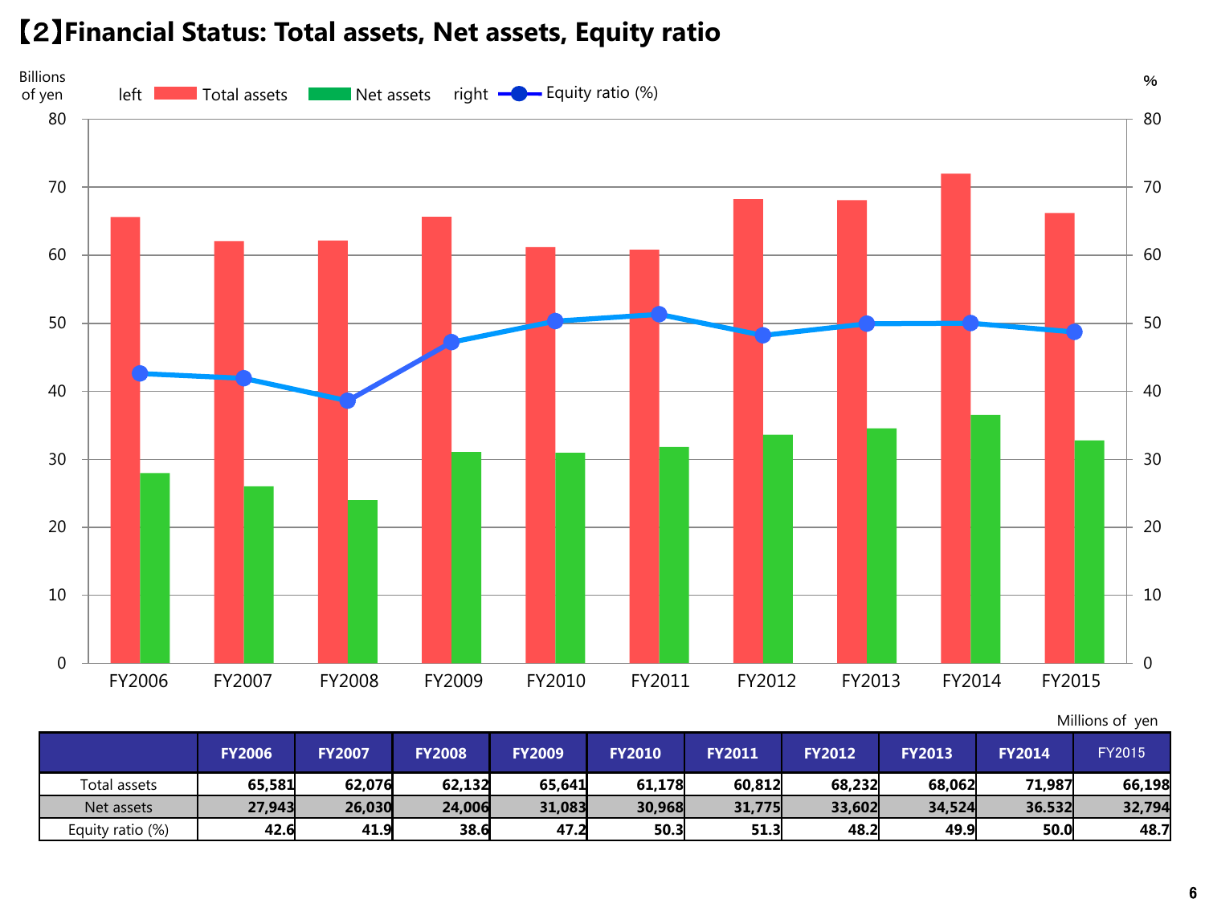# 【2】Financial Status: Total assets, Net assets, Equity ratio

Millions of yen

| | FY2006 | FY2007 | FY2008 | FY2009 | FY2010 | FY2011 | FY2012 | FY2013 | FY2014 | FY2015 |
|---|---|---|---|---|---|---|---|---|---|---|
| Total assets | 65,581 | 62,076 | 62,132 | 65,641 | 61,178 | 60,812 | 68,232 | 68,062 | 71,987 | 66,198 |
| Net assets | 27,943 | 26,030 | 24,006 | 31,083 | 30,968 | 31,775 | 33,602 | 34,524 | 36.532 | 32,794 |
| Equity ratio (%) | 42.6 | 41.9 | 38.6 | 47.2 | 50.3 | 51.3 | 48.2 | 49.9 | 50.0 | 48.7 |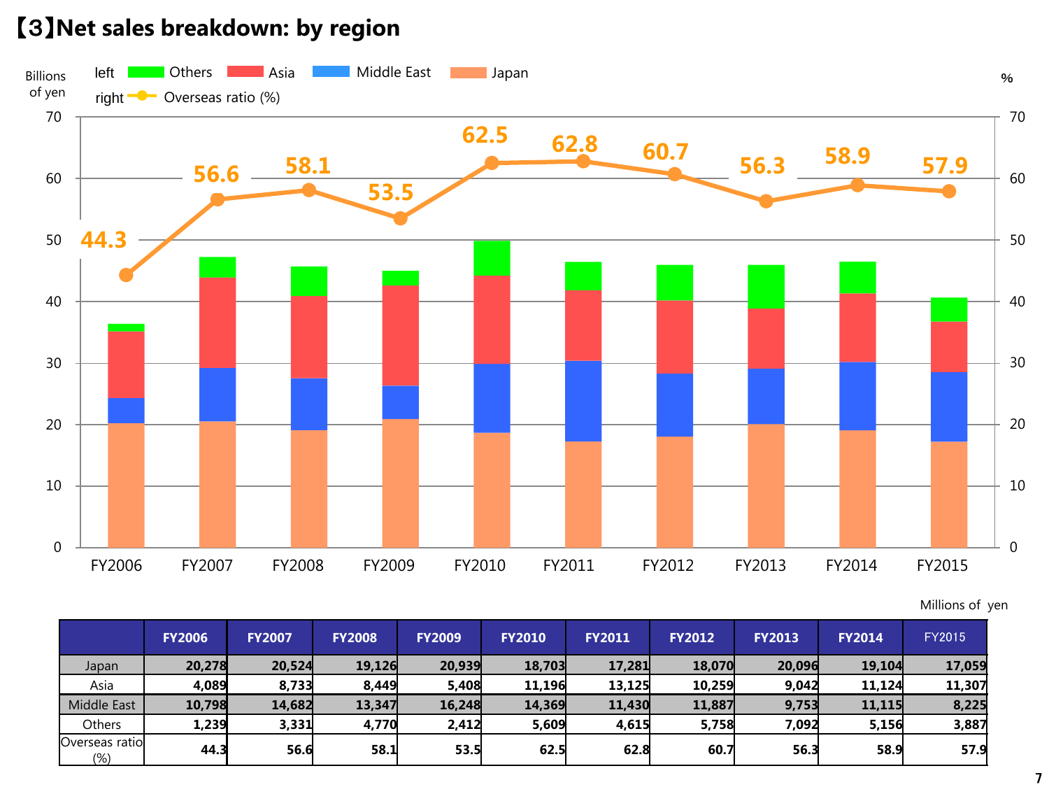# 【3】Net sales breakdown: by region

Millions of yen

| | FY2006 | FY2007 | FY2008 | FY2009 | FY2010 | FY2011 | FY2012 | FY2013 | FY2014 | FY2015 |
|---|---|---|---|---|---|---|---|---|---|---|
| Japan | 20,278 | 20,524 | 19,126 | 20,939 | 18,703 | 17,281 | 18,070 | 20,096 | 19,104 | 17,059 |
| Asia | 4,089 | 8,733 | 8,449 | 5,408 | 11,196 | 13,125 | 10,259 | 9,042 | 11,124 | 11,307 |
| Middle East | 10,798 | 14,682 | 13,347 | 16,248 | 14,369 | 11,430 | 11,887 | 9,753 | 11,115 | 8,225 |
| Others | 1,239 | 3,331 | 4,770 | 2,412 | 5,609 | 4,615 | 5,758 | 7,092 | 5,156 | 3,887 |
| Overseas ratio (%) | 44.3 | 56.6 | 58.1 | 53.5 | 62.5 | 62.8 | 60.7 | 56.3 | 58.9 | 57.9 |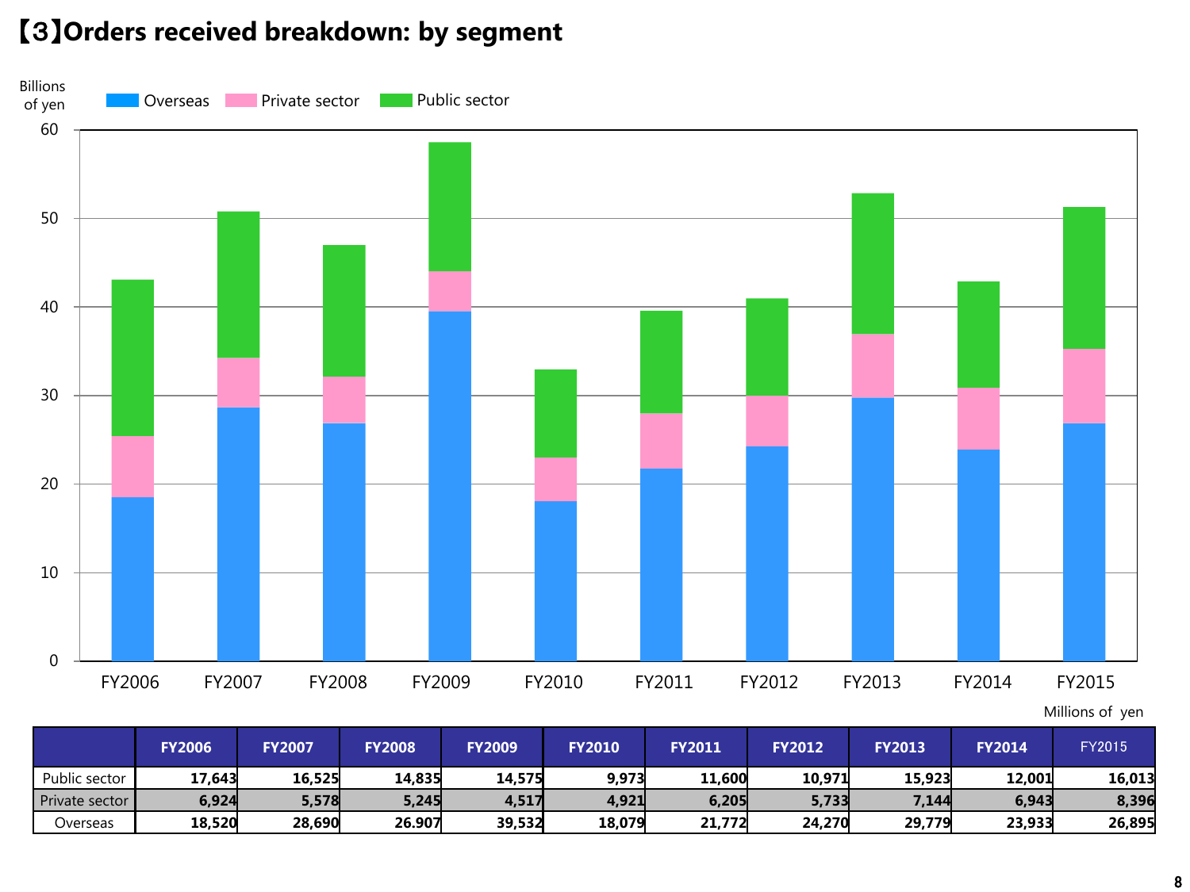## 【3】Orders received breakdown: by segment

Billions of yen

Overseas　Private sector　Public sector

Millions of yen

| | FY2006 | FY2007 | FY2008 | FY2009 | FY2010 | FY2011 | FY2012 | FY2013 | FY2014 | FY2015 |
|---|---|---|---|---|---|---|---|---|---|---|
| Public sector | 17,643 | 16,525 | 14,835 | 14,575 | 9,973 | 11,600 | 10,971 | 15,923 | 12,001 | 16,013 |
| Private sector | 6,924 | 5,578 | 5,245 | 4,517 | 4,921 | 6,205 | 5,733 | 7,144 | 6,943 | 8,396 |
| Overseas | 18,520 | 28,690 | 26.907 | 39,532 | 18,079 | 21,772 | 24,270 | 29,779 | 23,933 | 26,895 |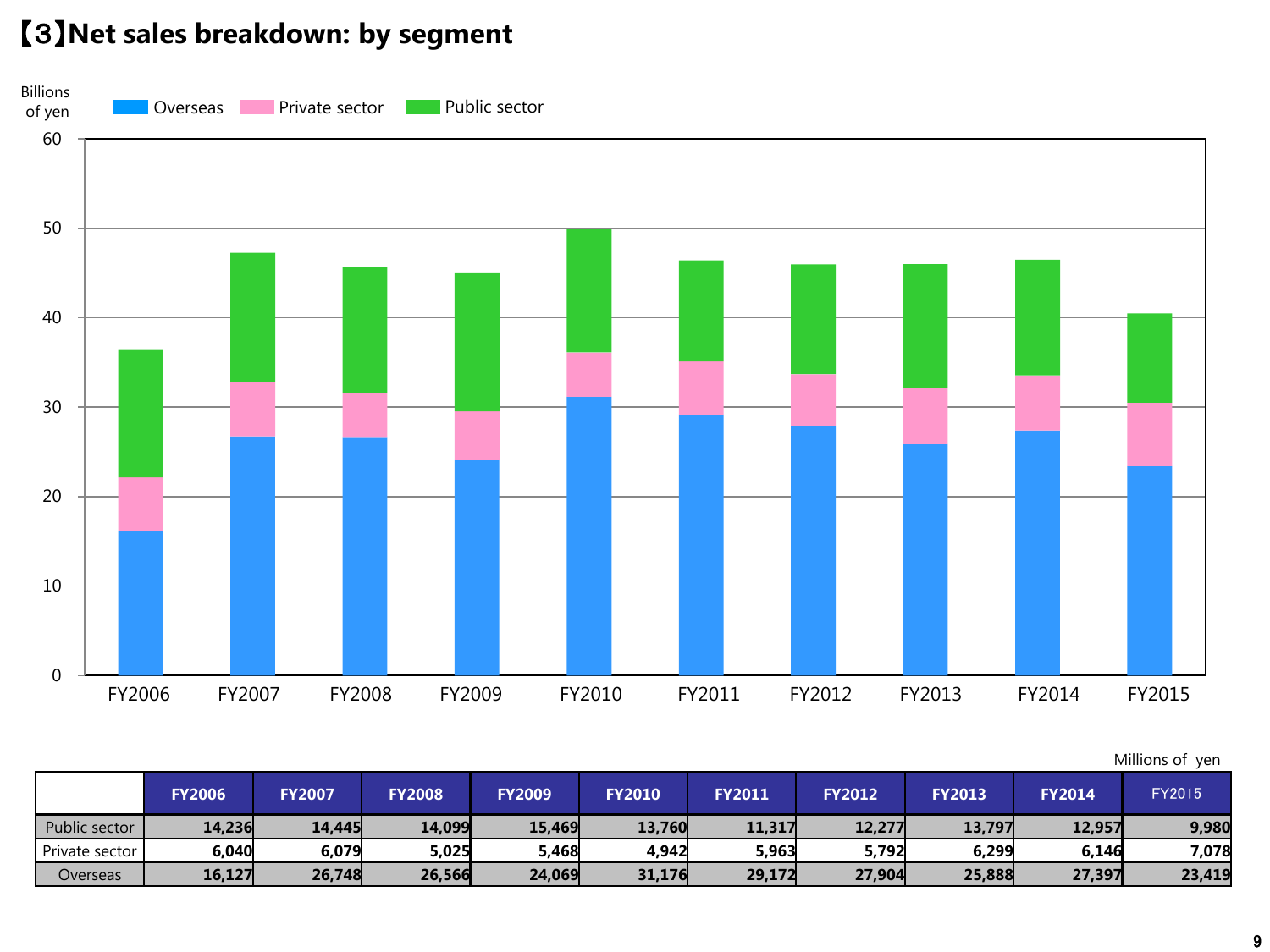# 【3】Net sales breakdown: by segment

Millions of yen

| | FY2006 | FY2007 | FY2008 | FY2009 | FY2010 | FY2011 | FY2012 | FY2013 | FY2014 | FY2015 |
|---|---|---|---|---|---|---|---|---|---|---|
| Public sector | 14,236 | 14,445 | 14,099 | 15,469 | 13,760 | 11,317 | 12,277 | 13,797 | 12,957 | 9,980 |
| Private sector | 6,040 | 6,079 | 5,025 | 5,468 | 4,942 | 5,963 | 5,792 | 6,299 | 6,146 | 7,078 |
| Overseas | 16,127 | 26,748 | 26,566 | 24,069 | 31,176 | 29,172 | 27,904 | 25,888 | 27,397 | 23,419 |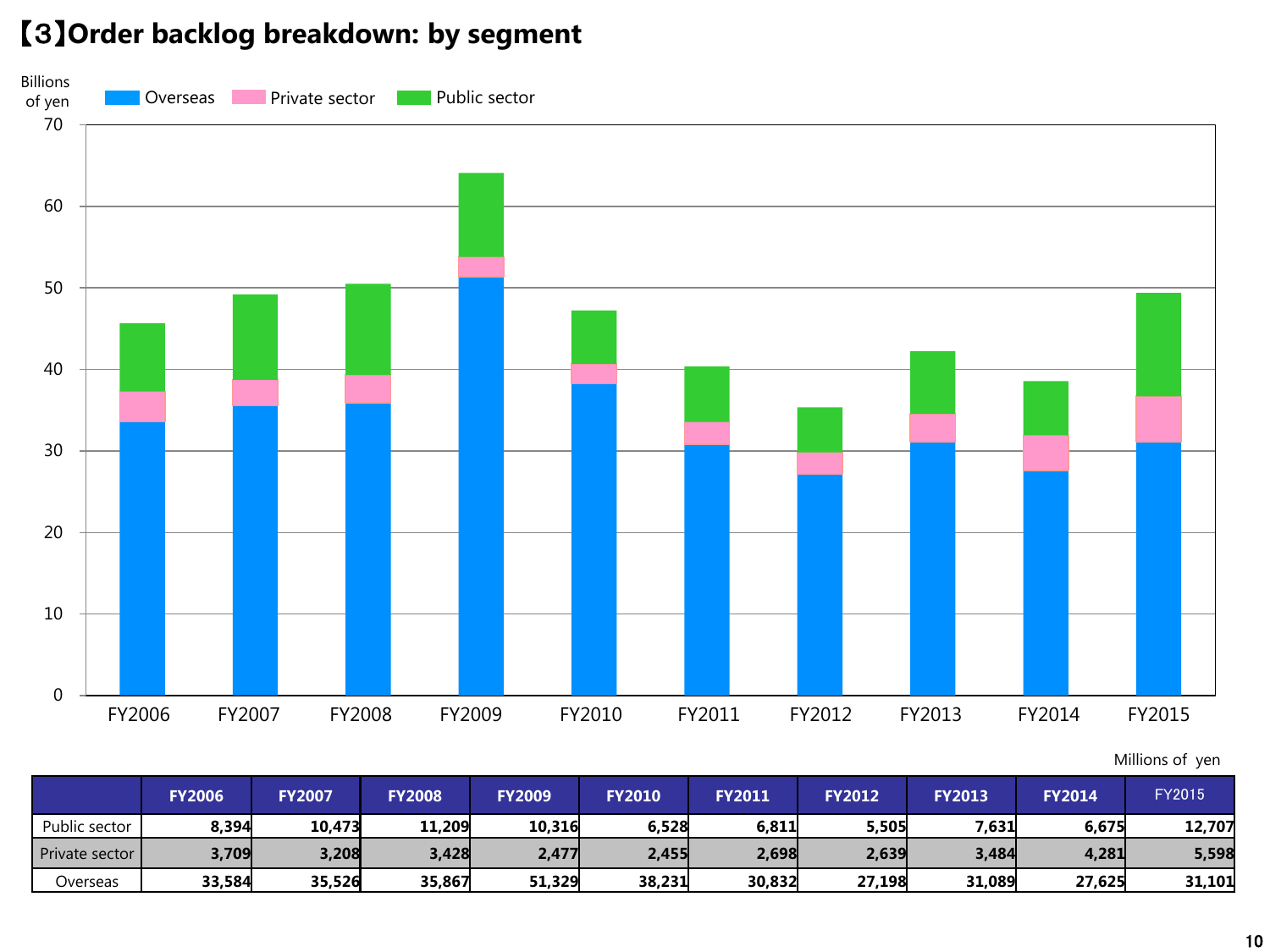# 【3】Order backlog breakdown: by segment

Billions of yen

Overseas / Private sector / Public sector

Millions of yen

| | FY2006 | FY2007 | FY2008 | FY2009 | FY2010 | FY2011 | FY2012 | FY2013 | FY2014 | FY2015 |
|---|---|---|---|---|---|---|---|---|---|---|
| Public sector | 8,394 | 10,473 | 11,209 | 10,316 | 6,528 | 6,811 | 5,505 | 7,631 | 6,675 | 12,707 |
| Private sector | 3,709 | 3,208 | 3,428 | 2,477 | 2,455 | 2,698 | 2,639 | 3,484 | 4,281 | 5,598 |
| Overseas | 33,584 | 35,526 | 35,867 | 51,329 | 38,231 | 30,832 | 27,198 | 31,089 | 27,625 | 31,101 |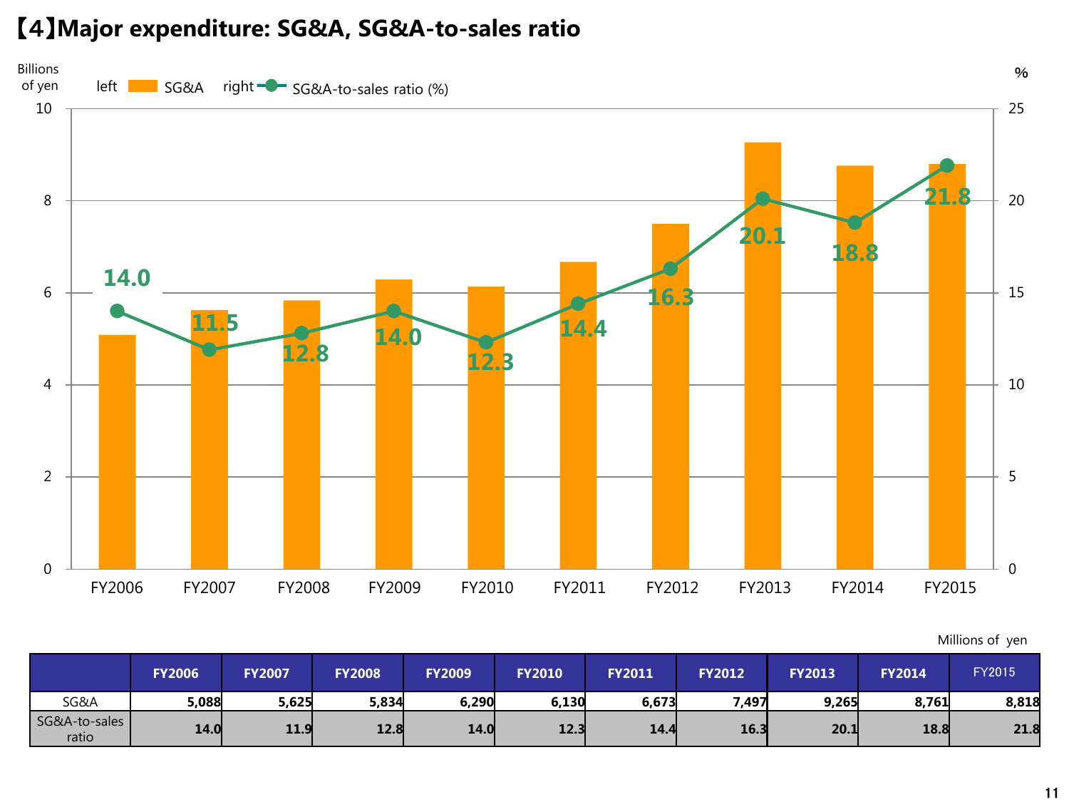# 【4】Major expenditure: SG&A, SG&A-to-sales ratio

Billions of yen — left: SG&A; right: SG&A-to-sales ratio (%)

| | FY2006 | FY2007 | FY2008 | FY2009 | FY2010 | FY2011 | FY2012 | FY2013 | FY2014 | FY2015 |
|---|---|---|---|---|---|---|---|---|---|---|
| SG&A-to-sales ratio (%) | 14.0 | 11.5 | 12.8 | 14.0 | 12.3 | 14.4 | 16.3 | 20.1 | 18.8 | 21.8 |

Millions of yen

| | FY2006 | FY2007 | FY2008 | FY2009 | FY2010 | FY2011 | FY2012 | FY2013 | FY2014 | FY2015 |
|---|---|---|---|---|---|---|---|---|---|---|
| SG&A | 5,088 | 5,625 | 5,834 | 6,290 | 6,130 | 6,673 | 7,497 | 9,265 | 8,761 | 8,818 |
| SG&A-to-sales ratio | 14.0 | 11.9 | 12.8 | 14.0 | 12.3 | 14.4 | 16.3 | 20.1 | 18.8 | 21.8 |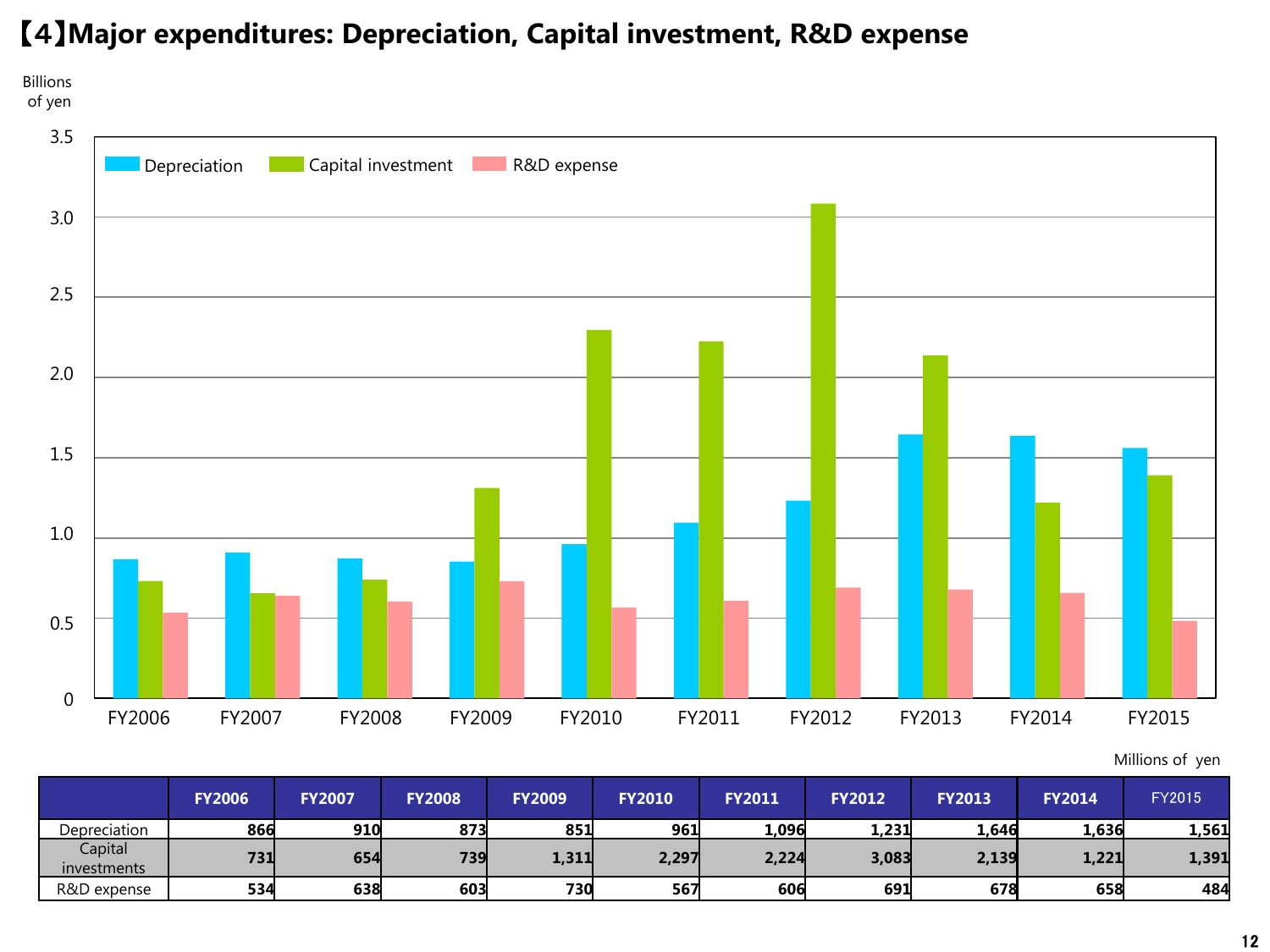# 【4】Major expenditures: Depreciation, Capital investment, R&D expense

Billions of yen

Millions of yen

| | FY2006 | FY2007 | FY2008 | FY2009 | FY2010 | FY2011 | FY2012 | FY2013 | FY2014 | FY2015 |
|---|---|---|---|---|---|---|---|---|---|---|
| Depreciation | 866 | 910 | 873 | 851 | 961 | 1,096 | 1,231 | 1,646 | 1,636 | 1,561 |
| Capital investments | 731 | 654 | 739 | 1,311 | 2,297 | 2,224 | 3,083 | 2,139 | 1,221 | 1,391 |
| R&D expense | 534 | 638 | 603 | 730 | 567 | 606 | 691 | 678 | 658 | 484 |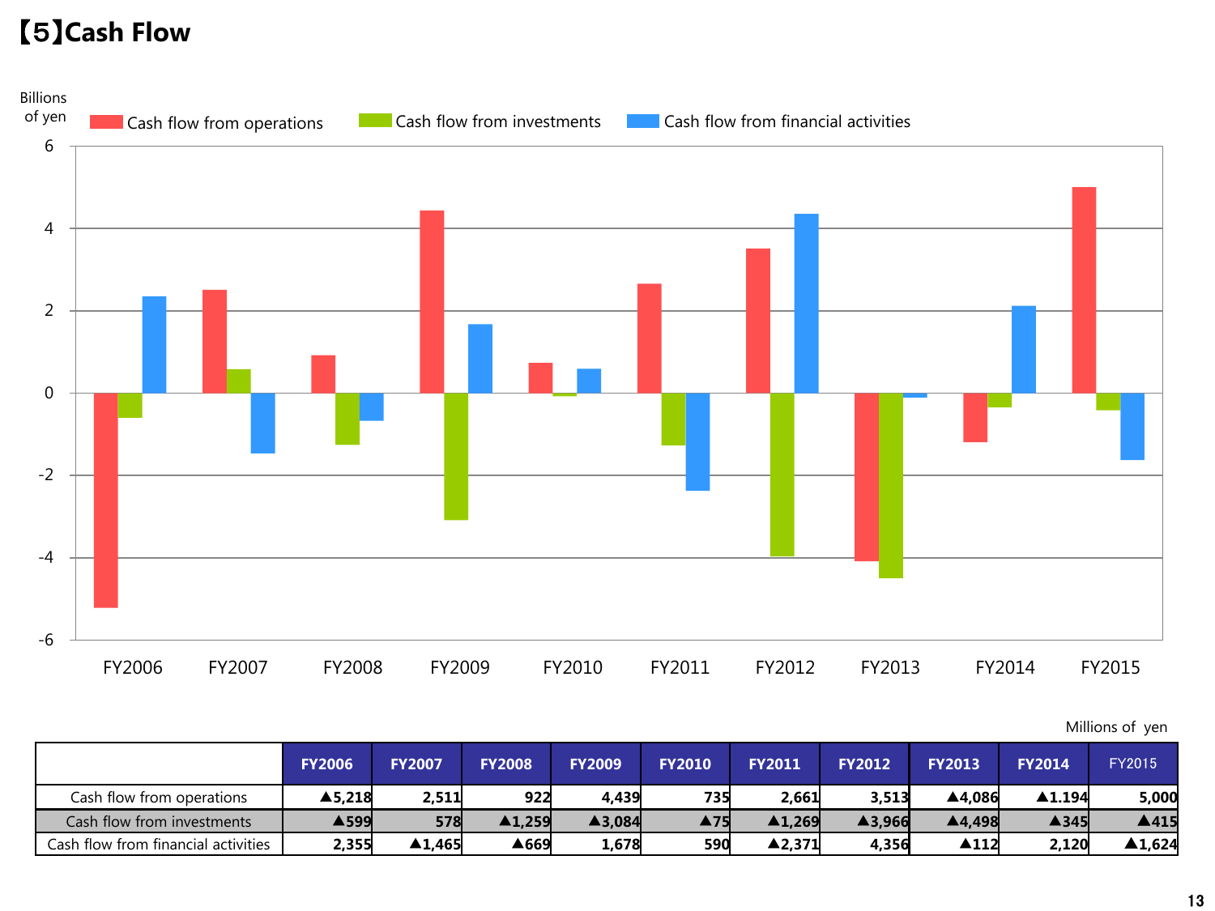# 【5】Cash Flow

Millions of yen

| | FY2006 | FY2007 | FY2008 | FY2009 | FY2010 | FY2011 | FY2012 | FY2013 | FY2014 | FY2015 |
|---|---|---|---|---|---|---|---|---|---|---|
| Cash flow from operations | ▲5,218 | 2,511 | 922 | 4,439 | 735 | 2,661 | 3,513 | ▲4,086 | ▲1.194 | 5,000 |
| Cash flow from investments | ▲599 | 578 | ▲1,259 | ▲3,084 | ▲75 | ▲1,269 | ▲3,966 | ▲4,498 | ▲345 | ▲415 |
| Cash flow from financial activities | 2,355 | ▲1,465 | ▲669 | 1,678 | 590 | ▲2,371 | 4,356 | ▲112 | 2,120 | ▲1,624 |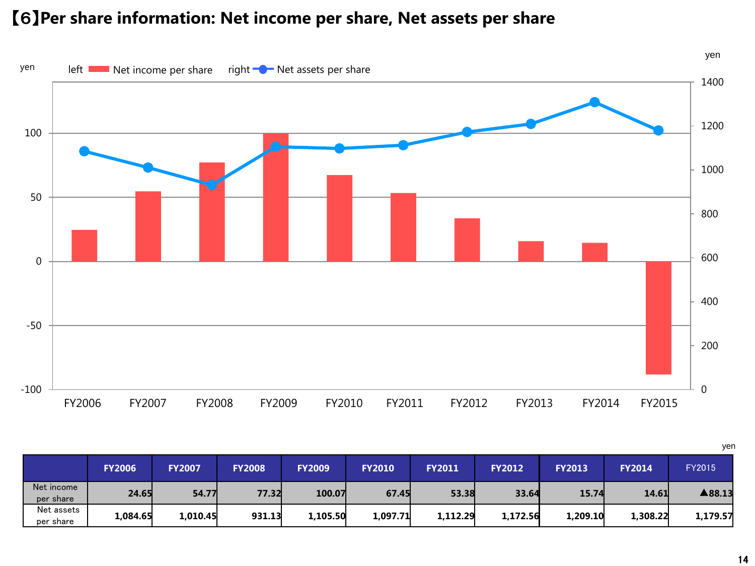# 【6】Per share information: Net income per share, Net assets per share

yen

| | FY2006 | FY2007 | FY2008 | FY2009 | FY2010 | FY2011 | FY2012 | FY2013 | FY2014 | FY2015 |
|---|---|---|---|---|---|---|---|---|---|---|
| Net income per share | 24.65 | 54.77 | 77.32 | 100.07 | 67.45 | 53.38 | 33.64 | 15.74 | 14.61 | ▲88.13 |
| Net assets per share | 1,084.65 | 1,010.45 | 931.13 | 1,105.50 | 1,097.71 | 1,112.29 | 1,172.56 | 1,209.10 | 1,308.22 | 1,179.57 |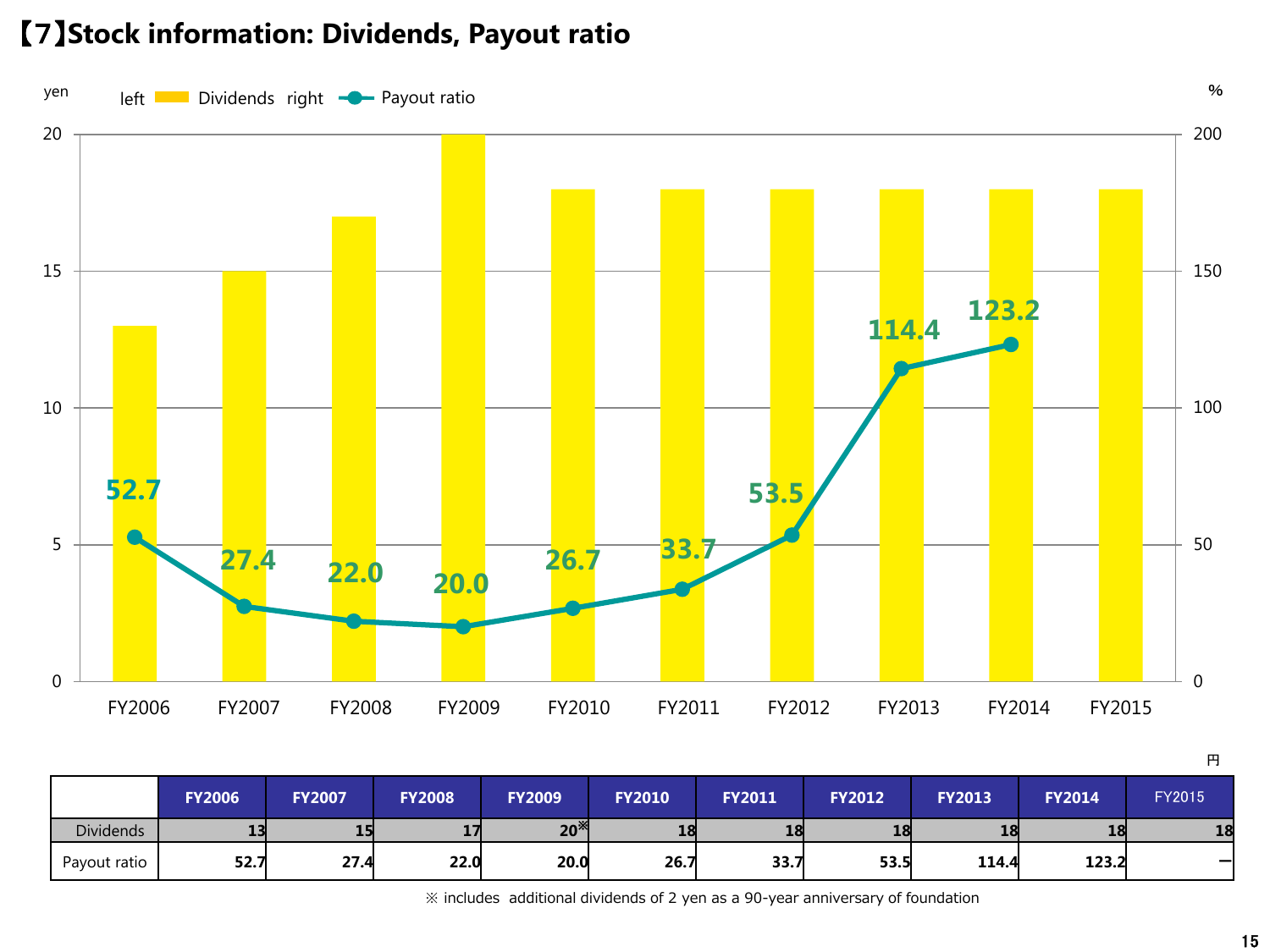# 【7】Stock information: Dividends, Payout ratio

円

| | FY2006 | FY2007 | FY2008 | FY2009 | FY2010 | FY2011 | FY2012 | FY2013 | FY2014 | FY2015 |
|---|---|---|---|---|---|---|---|---|---|---|
| Dividends | 13 | 15 | 17 | 20※ | 18 | 18 | 18 | 18 | 18 | 18 |
| Payout ratio | 52.7 | 27.4 | 22.0 | 20.0 | 26.7 | 33.7 | 53.5 | 114.4 | 123.2 | ー |

※ includes additional dividends of 2 yen as a 90-year anniversary of foundation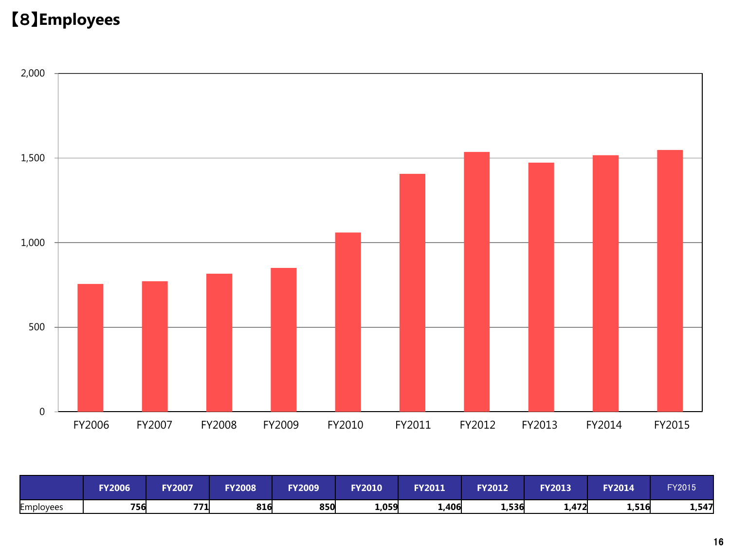# 【8】Employees

2,000

1,500

1,000

500

0

FY2006 FY2007 FY2008 FY2009 FY2010 FY2011 FY2012 FY2013 FY2014 FY2015

| | FY2006 | FY2007 | FY2008 | FY2009 | FY2010 | FY2011 | FY2012 | FY2013 | FY2014 | FY2015 |
|---|---|---|---|---|---|---|---|---|---|---|
| Employees | 756 | 771 | 816 | 850 | 1,059 | 1,406 | 1,536 | 1,472 | 1,516 | 1,547 |